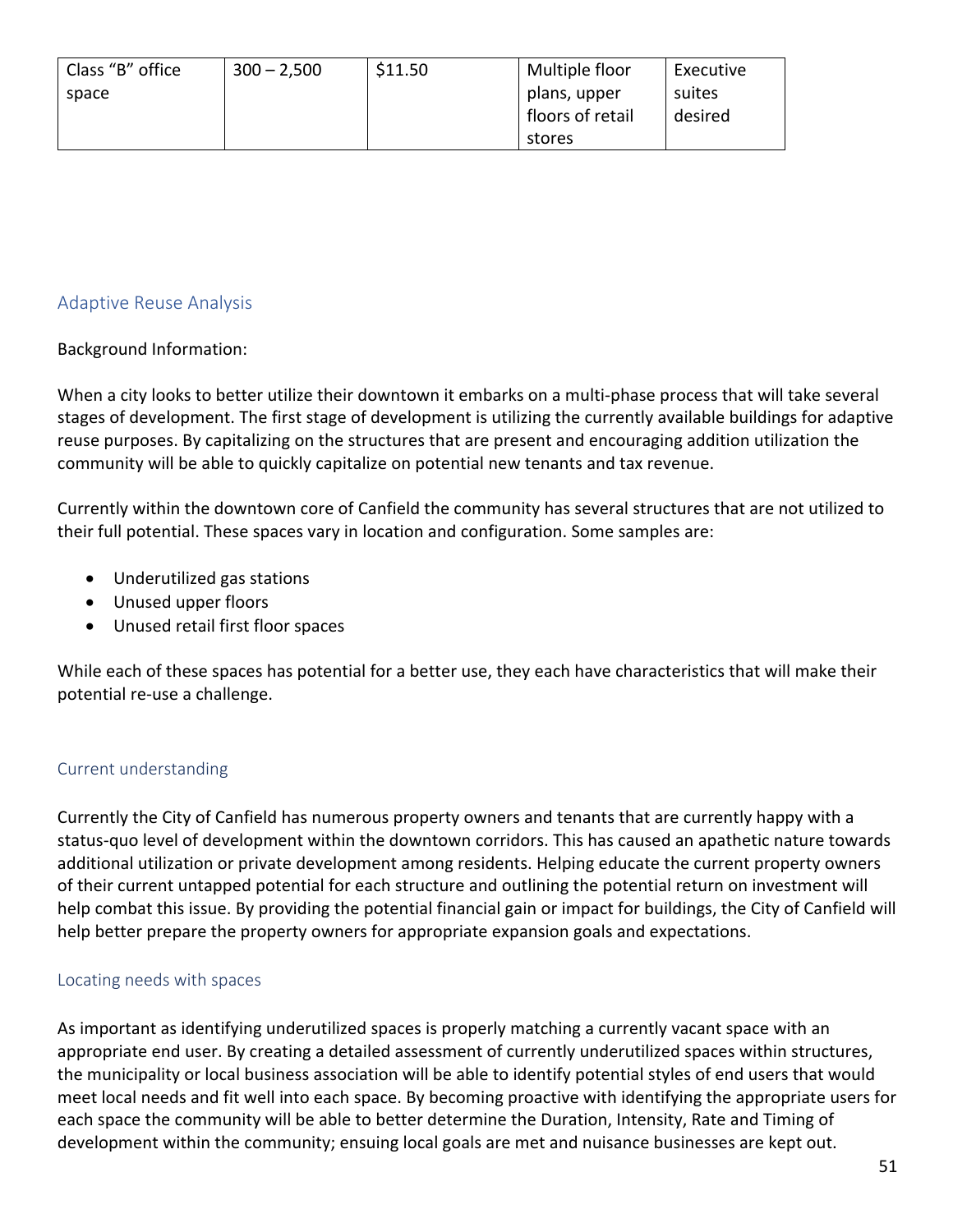| | | | | |
|---|---|---|---|---|
| Class "B" office space | 300 – 2,500 | $11.50 | Multiple floor plans, upper floors of retail stores | Executive suites desired |

## Adaptive Reuse Analysis

Background Information:

When a city looks to better utilize their downtown it embarks on a multi-phase process that will take several stages of development. The first stage of development is utilizing the currently available buildings for adaptive reuse purposes. By capitalizing on the structures that are present and encouraging addition utilization the community will be able to quickly capitalize on potential new tenants and tax revenue.

Currently within the downtown core of Canfield the community has several structures that are not utilized to their full potential. These spaces vary in location and configuration. Some samples are:

- Underutilized gas stations
- Unused upper floors
- Unused retail first floor spaces

While each of these spaces has potential for a better use, they each have characteristics that will make their potential re-use a challenge.

### Current understanding

Currently the City of Canfield has numerous property owners and tenants that are currently happy with a status-quo level of development within the downtown corridors. This has caused an apathetic nature towards additional utilization or private development among residents. Helping educate the current property owners of their current untapped potential for each structure and outlining the potential return on investment will help combat this issue. By providing the potential financial gain or impact for buildings, the City of Canfield will help better prepare the property owners for appropriate expansion goals and expectations.

### Locating needs with spaces

As important as identifying underutilized spaces is properly matching a currently vacant space with an appropriate end user. By creating a detailed assessment of currently underutilized spaces within structures, the municipality or local business association will be able to identify potential styles of end users that would meet local needs and fit well into each space. By becoming proactive with identifying the appropriate users for each space the community will be able to better determine the Duration, Intensity, Rate and Timing of development within the community; ensuing local goals are met and nuisance businesses are kept out.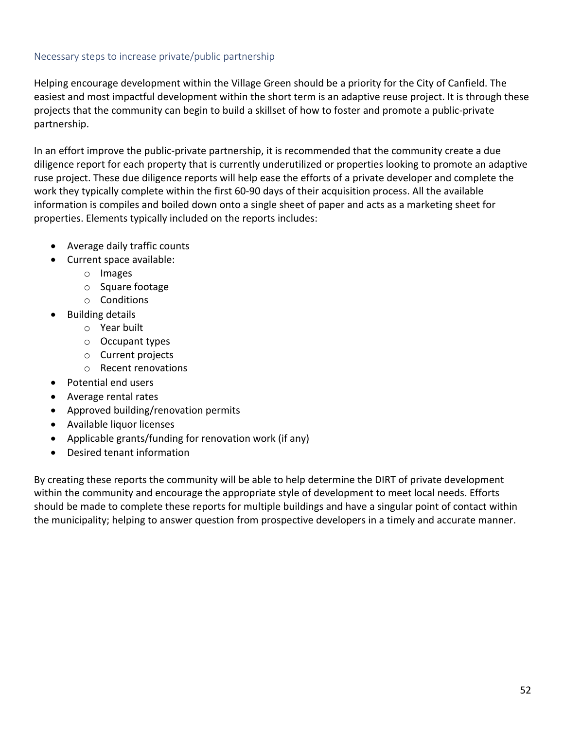### Necessary steps to increase private/public partnership

Helping encourage development within the Village Green should be a priority for the City of Canfield. The easiest and most impactful development within the short term is an adaptive reuse project. It is through these projects that the community can begin to build a skillset of how to foster and promote a public-private partnership.

In an effort improve the public-private partnership, it is recommended that the community create a due diligence report for each property that is currently underutilized or properties looking to promote an adaptive ruse project. These due diligence reports will help ease the efforts of a private developer and complete the work they typically complete within the first 60-90 days of their acquisition process. All the available information is compiles and boiled down onto a single sheet of paper and acts as a marketing sheet for properties. Elements typically included on the reports includes:

- Average daily traffic counts
- Current space available:
  - Images
  - Square footage
  - Conditions
- Building details
  - Year built
  - Occupant types
  - Current projects
  - Recent renovations
- Potential end users
- Average rental rates
- Approved building/renovation permits
- Available liquor licenses
- Applicable grants/funding for renovation work (if any)
- Desired tenant information

By creating these reports the community will be able to help determine the DIRT of private development within the community and encourage the appropriate style of development to meet local needs. Efforts should be made to complete these reports for multiple buildings and have a singular point of contact within the municipality; helping to answer question from prospective developers in a timely and accurate manner.